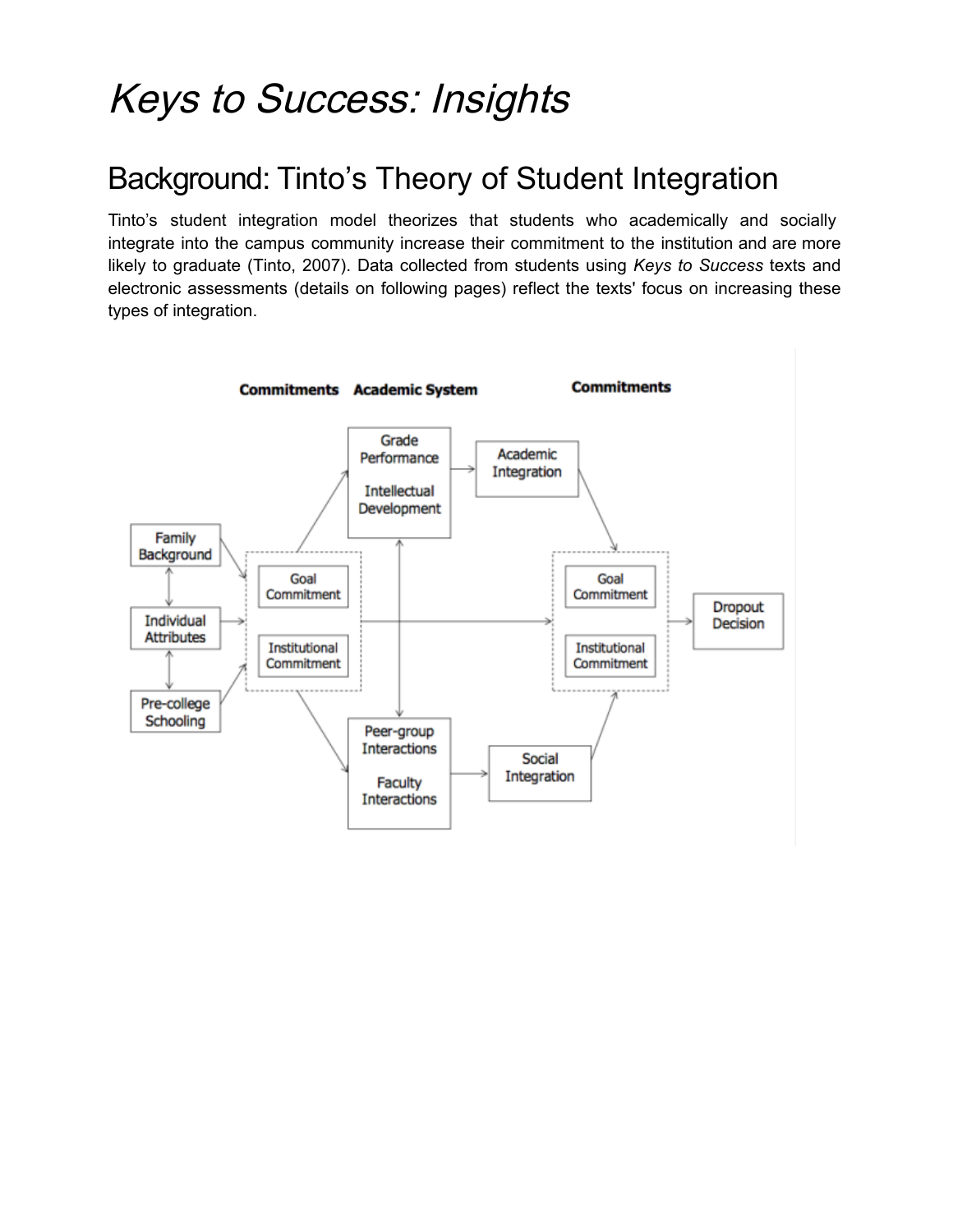# *Keys to Success: Insights*

## Background: Tinto's Theory of Student Integration

Tinto's student integration model theorizes that students who academically and socially integrate into the campus community increase their commitment to the institution and are more likely to graduate (Tinto, 2007). Data collected from students using *Keys to Success* texts and electronic assessments (details on following pages) reflect the texts' focus on increasing these types of integration.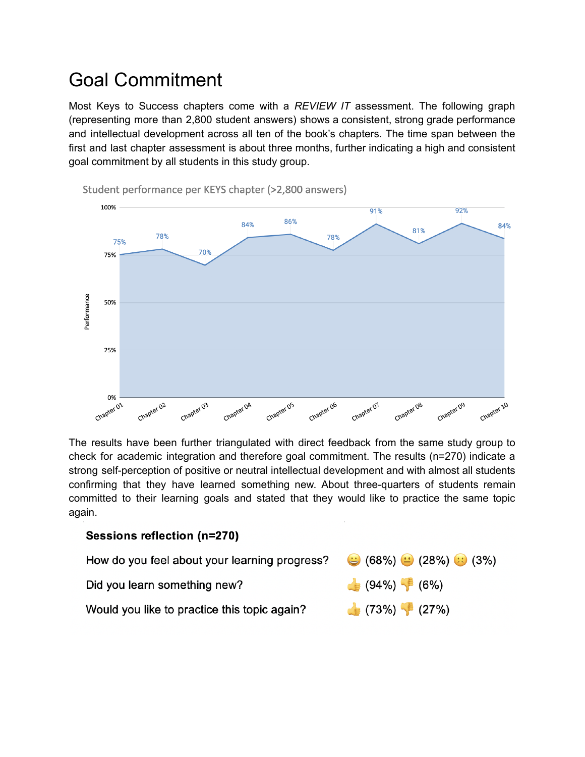# Goal Commitment

Most Keys to Success chapters come with a *REVIEW IT* assessment. The following graph (representing more than 2,800 student answers) shows a consistent, strong grade performance and intellectual development across all ten of the book's chapters. The time span between the first and last chapter assessment is about three months, further indicating a high and consistent goal commitment by all students in this study group.

Student performance per KEYS chapter (>2,800 answers)

| Chapter | Performance |
|---|---|
| Chapter 01 | 75% |
| Chapter 02 | 78% |
| Chapter 03 | 70% |
| Chapter 04 | 84% |
| Chapter 05 | 86% |
| Chapter 06 | 78% |
| Chapter 07 | 91% |
| Chapter 08 | 81% |
| Chapter 09 | 92% |
| Chapter 10 | 84% |

The results have been further triangulated with direct feedback from the same study group to check for academic integration and therefore goal commitment. The results (n=270) indicate a strong self-perception of positive or neutral intellectual development and with almost all students confirming that they have learned something new. About three-quarters of students remain committed to their learning goals and stated that they would like to practice the same topic again.

**Sessions reflection (n=270)**

| Question | Responses |
|---|---|
| How do you feel about your learning progress? | 😀 (68%) 😐 (28%) ☹️ (3%) |
| Did you learn something new? | 👍 (94%) 👎 (6%) |
| Would you like to practice this topic again? | 👍 (73%) 👎 (27%) |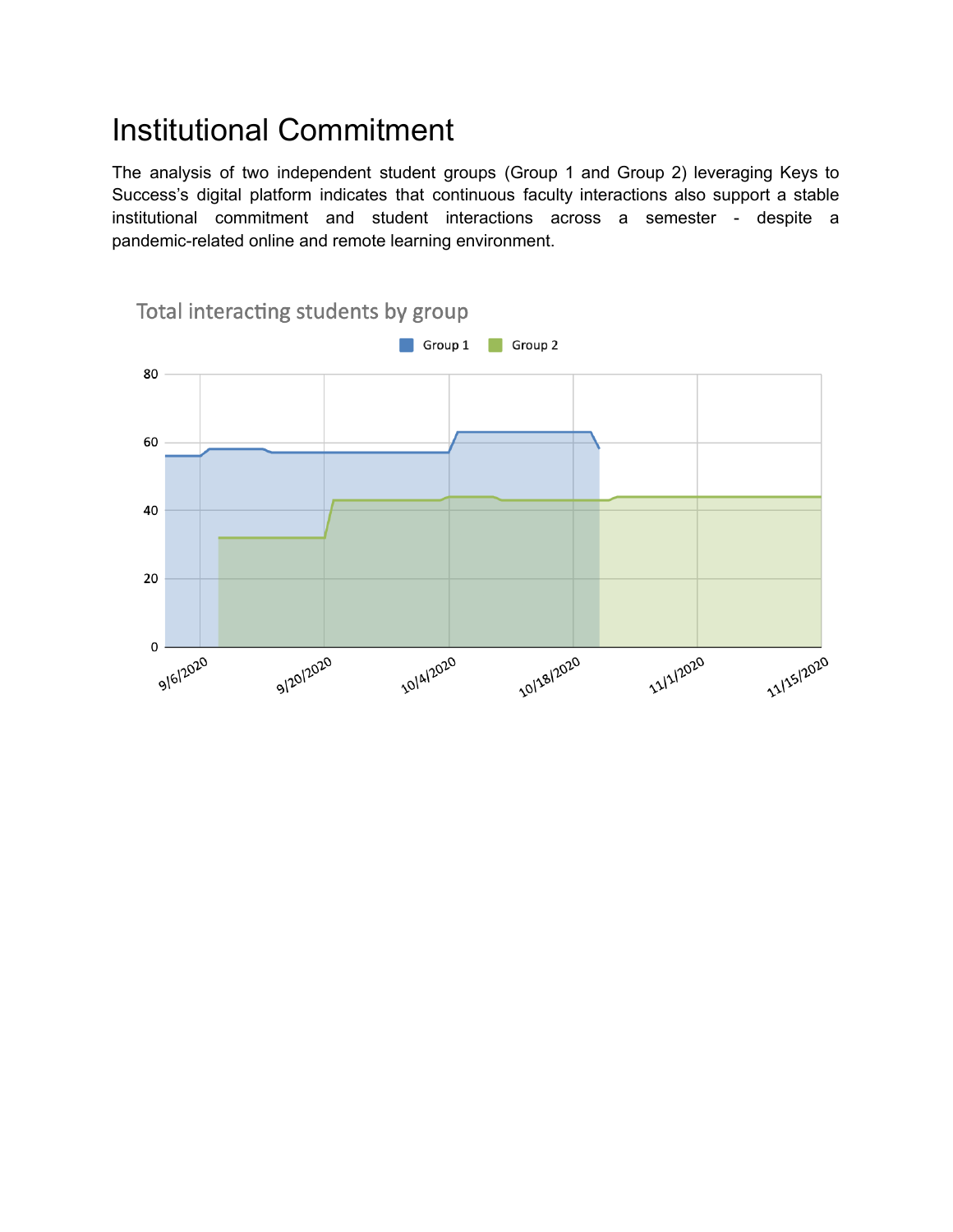# Institutional Commitment

The analysis of two independent student groups (Group 1 and Group 2) leveraging Keys to Success's digital platform indicates that continuous faculty interactions also support a stable institutional commitment and student interactions across a semester - despite a pandemic-related online and remote learning environment.

Total interacting students by group

Group 1
Group 2

80
60
40
20
0

9/6/2020
9/20/2020
10/4/2020
10/18/2020
11/1/2020
11/15/2020